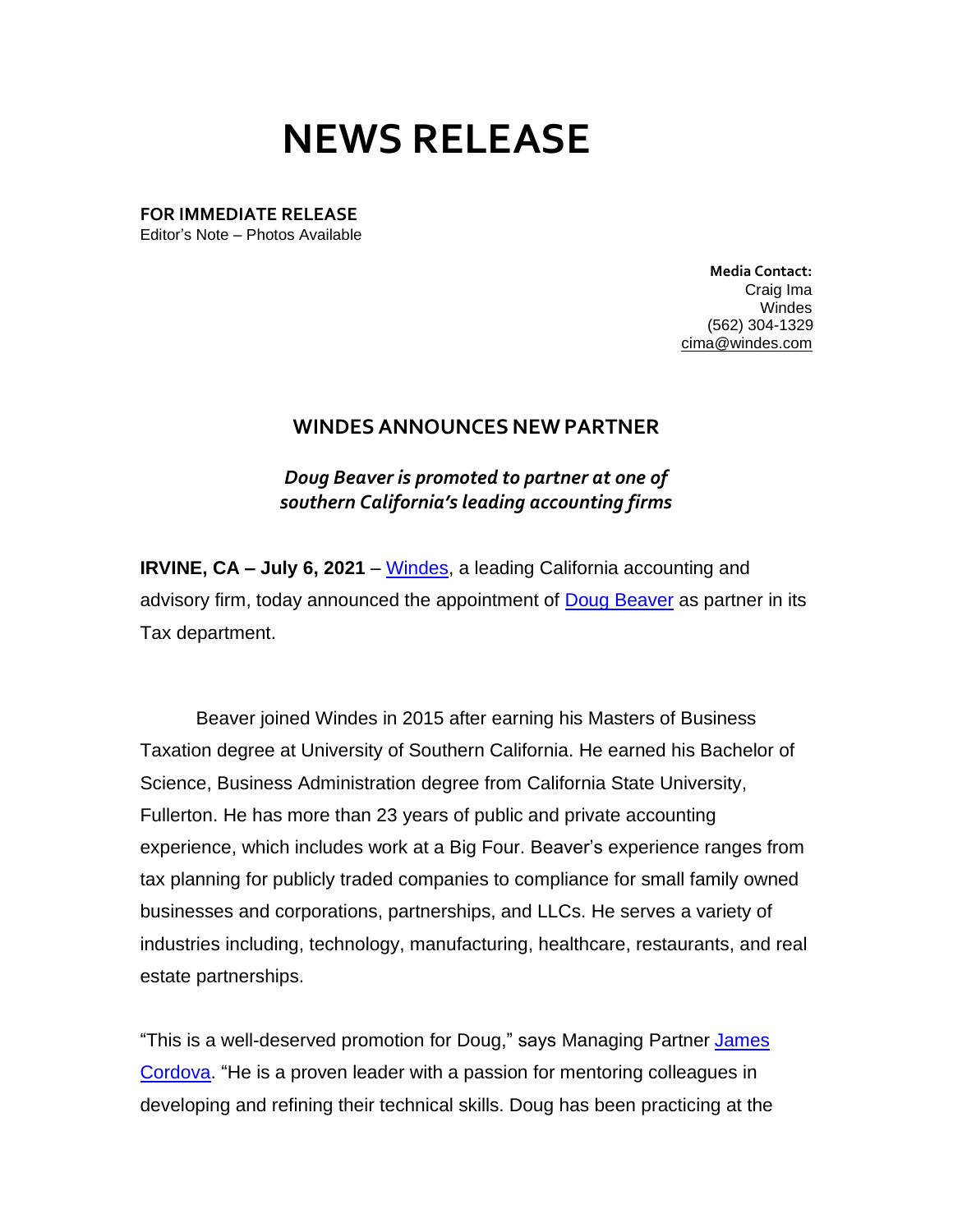# NEWS RELEASE

**FOR IMMEDIATE RELEASE**
Editor's Note – Photos Available

**Media Contact:**
Craig Ima
Windes
(562) 304-1329
cima@windes.com

## WINDES ANNOUNCES NEW PARTNER

***Doug Beaver is promoted to partner at one of southern California's leading accounting firms***

**IRVINE, CA – July 6, 2021** – Windes, a leading California accounting and advisory firm, today announced the appointment of Doug Beaver as partner in its Tax department.

Beaver joined Windes in 2015 after earning his Masters of Business Taxation degree at University of Southern California. He earned his Bachelor of Science, Business Administration degree from California State University, Fullerton. He has more than 23 years of public and private accounting experience, which includes work at a Big Four. Beaver's experience ranges from tax planning for publicly traded companies to compliance for small family owned businesses and corporations, partnerships, and LLCs. He serves a variety of industries including, technology, manufacturing, healthcare, restaurants, and real estate partnerships.

"This is a well-deserved promotion for Doug," says Managing Partner James Cordova. "He is a proven leader with a passion for mentoring colleagues in developing and refining their technical skills. Doug has been practicing at the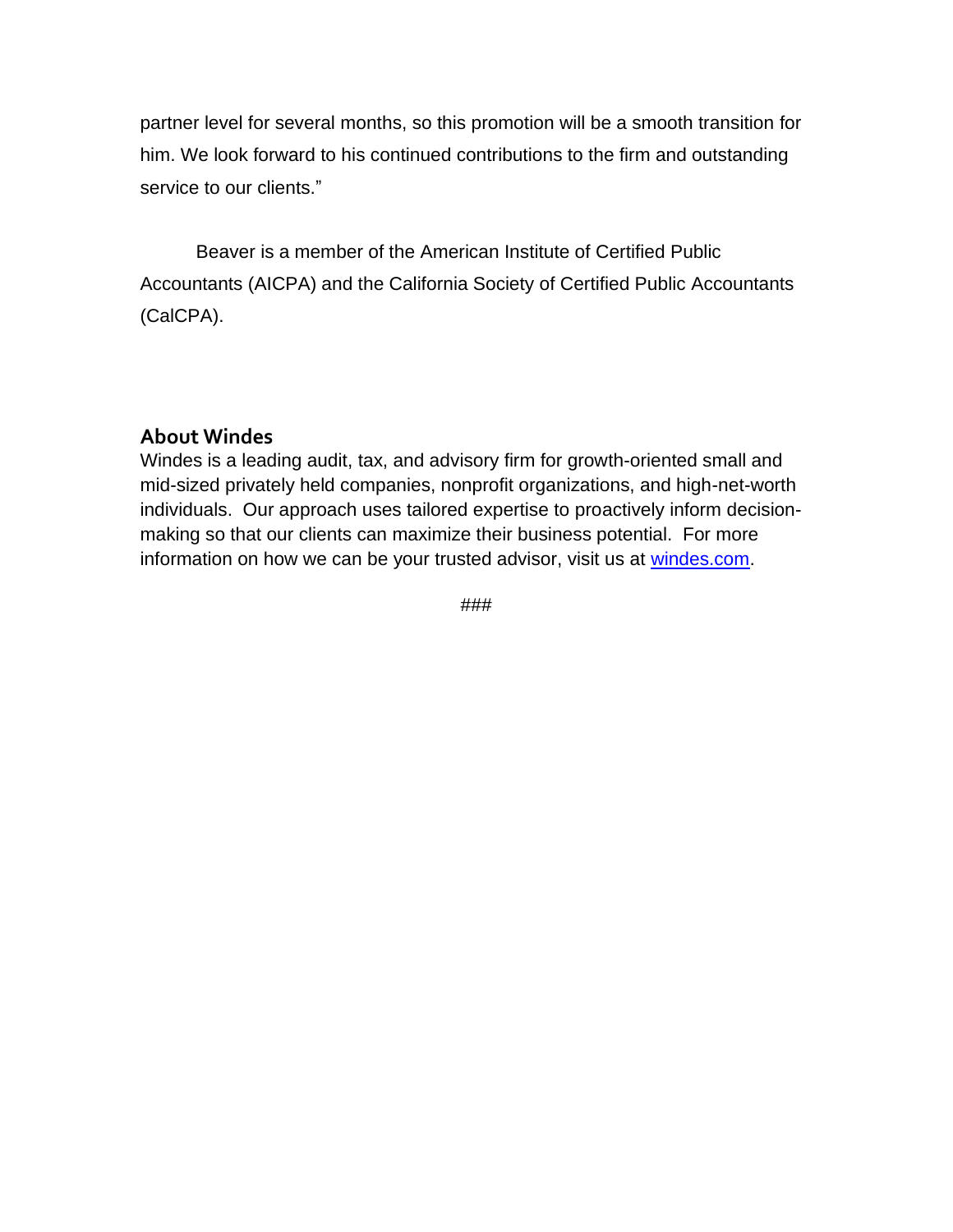partner level for several months, so this promotion will be a smooth transition for him. We look forward to his continued contributions to the firm and outstanding service to our clients."

Beaver is a member of the American Institute of Certified Public Accountants (AICPA) and the California Society of Certified Public Accountants (CalCPA).

**About Windes**

Windes is a leading audit, tax, and advisory firm for growth-oriented small and mid-sized privately held companies, nonprofit organizations, and high-net-worth individuals. Our approach uses tailored expertise to proactively inform decision-making so that our clients can maximize their business potential. For more information on how we can be your trusted advisor, visit us at [windes.com](windes.com).

###